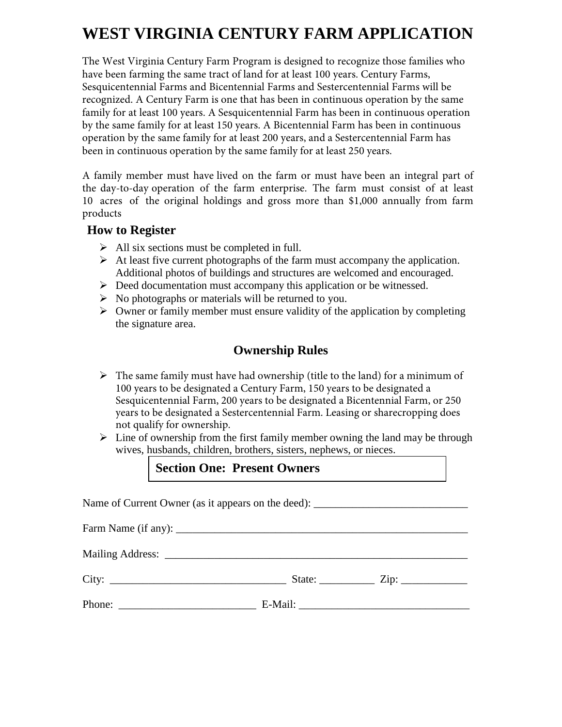# WEST VIRGINIA CENTURY FARM APPLICATION

The West Virginia Century Farm Program is designed to recognize those families who have been farming the same tract of land for at least 100 years. Century Farms, Sesquicentennial Farms and Bicentennial Farms and Sestercentennial Farms will be recognized. A Century Farm is one that has been in continuous operation by the same family for at least 100 years. A Sesquicentennial Farm has been in continuous operation by the same family for at least 150 years. A Bicentennial Farm has been in continuous operation by the same family for at least 200 years, and a Sestercentennial Farm has been in continuous operation by the same family for at least 250 years.

A family member must have lived on the farm or must have been an integral part of the day-to-day operation of the farm enterprise. The farm must consist of at least 10 acres of the original holdings and gross more than $1,000 annually from farm products

## How to Register

- All six sections must be completed in full.
- At least five current photographs of the farm must accompany the application. Additional photos of buildings and structures are welcomed and encouraged.
- Deed documentation must accompany this application or be witnessed.
- No photographs or materials will be returned to you.
- Owner or family member must ensure validity of the application by completing the signature area.

## Ownership Rules

- The same family must have had ownership (title to the land) for a minimum of 100 years to be designated a Century Farm, 150 years to be designated a Sesquicentennial Farm, 200 years to be designated a Bicentennial Farm, or 250 years to be designated a Sestercentennial Farm. Leasing or sharecropping does not qualify for ownership.
- Line of ownership from the first family member owning the land may be through wives, husbands, children, brothers, sisters, nephews, or nieces.

## Section One: Present Owners

Name of Current Owner (as it appears on the deed): ____________________________

Farm Name (if any): ______________________________________________________

Mailing Address: ________________________________________________________

City: ________________________________ State: __________ Zip: ____________

Phone: _________________________ E-Mail: _______________________________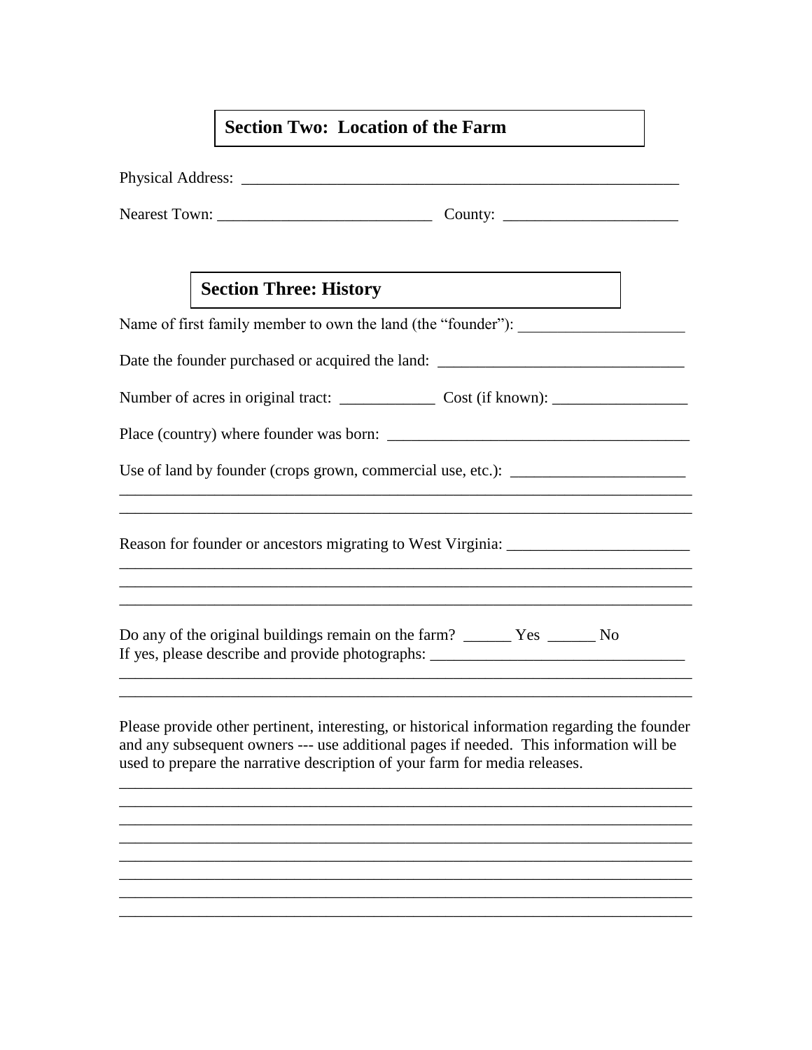## Section Two: Location of the Farm

Physical Address: ________________________________________________________

Nearest Town: ___________________________ County: ______________________

## Section Three: History

Name of first family member to own the land (the "founder"): _____________________

Date the founder purchased or acquired the land: _______________________________

Number of acres in original tract: ____________ Cost (if known): _________________

Place (country) where founder was born: ______________________________________

Use of land by founder (crops grown, commercial use, etc.): ______________________
__________________________________________________________________________
__________________________________________________________________________

Reason for founder or ancestors migrating to West Virginia: _______________________
__________________________________________________________________________
__________________________________________________________________________
__________________________________________________________________________

Do any of the original buildings remain on the farm? ______ Yes ______ No
If yes, please describe and provide photographs: ________________________________
__________________________________________________________________________
__________________________________________________________________________

Please provide other pertinent, interesting, or historical information regarding the founder and any subsequent owners --- use additional pages if needed. This information will be used to prepare the narrative description of your farm for media releases.

__________________________________________________________________________
__________________________________________________________________________
__________________________________________________________________________
__________________________________________________________________________
__________________________________________________________________________
__________________________________________________________________________
__________________________________________________________________________
__________________________________________________________________________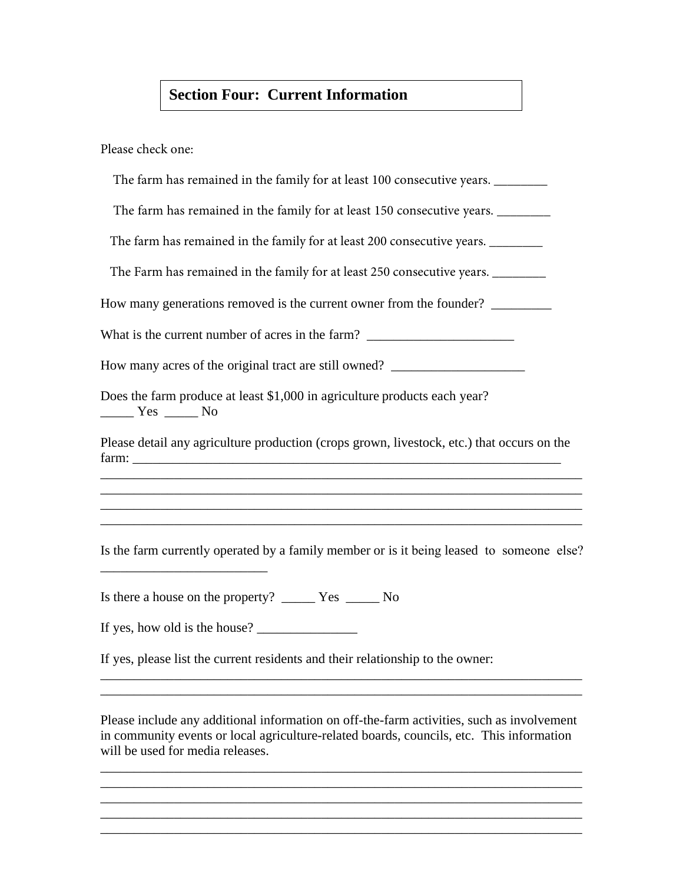## Section Four: Current Information

Please check one:

The farm has remained in the family for at least 100 consecutive years. ________

The farm has remained in the family for at least 150 consecutive years. ________

The farm has remained in the family for at least 200 consecutive years. ________

The Farm has remained in the family for at least 250 consecutive years. ________

How many generations removed is the current owner from the founder? _________

What is the current number of acres in the farm? ______________________

How many acres of the original tract are still owned? ____________________

Does the farm produce at least $1,000 in agriculture products each year?
_____ Yes _____ No

Please detail any agriculture production (crops grown, livestock, etc.) that occurs on the farm: ________________________________________________________________
_________________________________________________________________________
_________________________________________________________________________
_________________________________________________________________________
_________________________________________________________________________

Is the farm currently operated by a family member or is it being leased to someone else?
_________________________

Is there a house on the property? _____ Yes _____ No

If yes, how old is the house? _______________

If yes, please list the current residents and their relationship to the owner:
_________________________________________________________________________
_________________________________________________________________________

Please include any additional information on off-the-farm activities, such as involvement in community events or local agriculture-related boards, councils, etc. This information will be used for media releases.

_________________________________________________________________________
_________________________________________________________________________
_________________________________________________________________________
_________________________________________________________________________
_________________________________________________________________________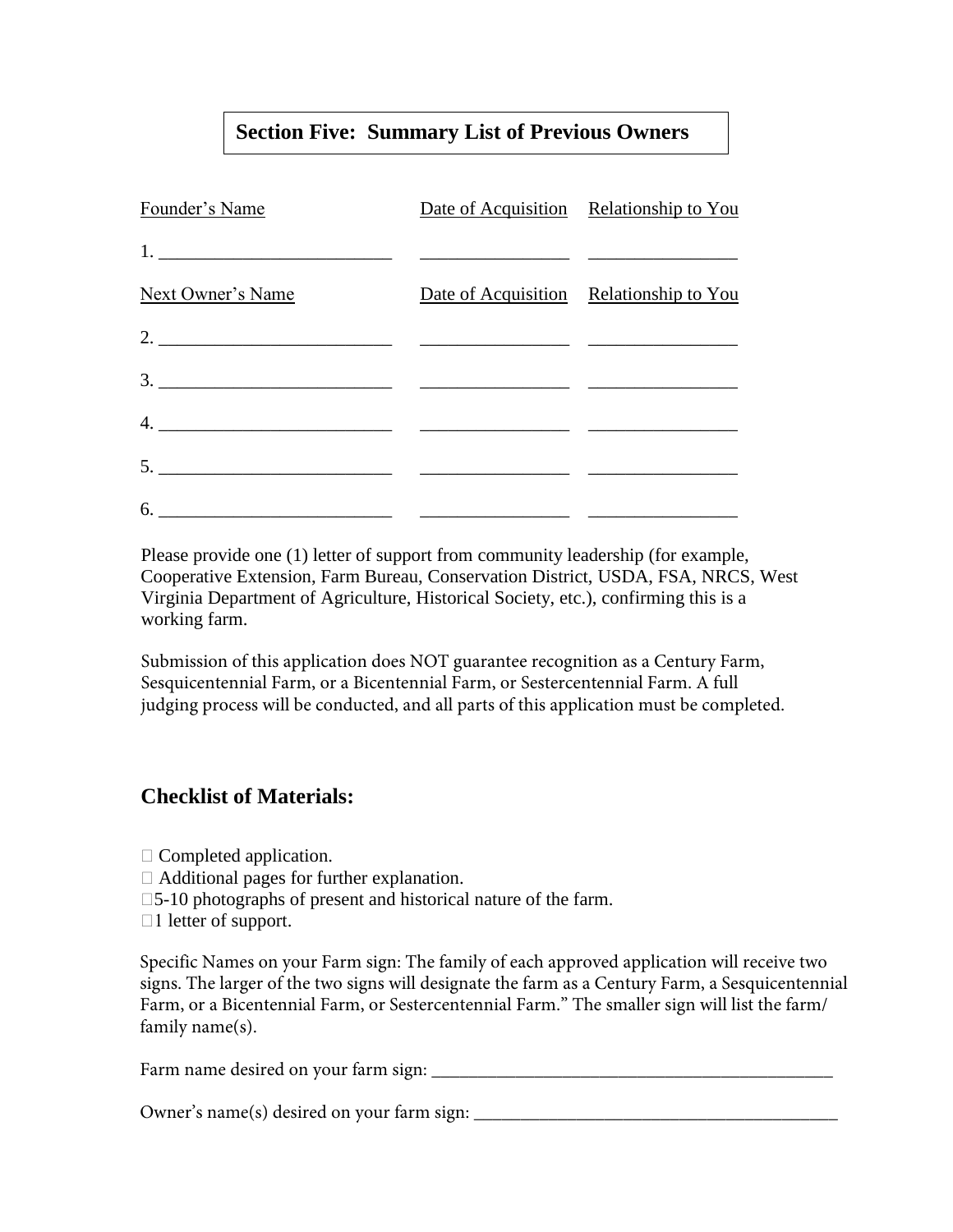## Section Five: Summary List of Previous Owners

| Founder's Name | Date of Acquisition | Relationship to You |
|---|---|---|
| 1. ________________________ | ______________ | ______________ |
| **Next Owner's Name** | **Date of Acquisition** | **Relationship to You** |
| 2. ________________________ | ______________ | ______________ |
| 3. ________________________ | ______________ | ______________ |
| 4. ________________________ | ______________ | ______________ |
| 5. ________________________ | ______________ | ______________ |
| 6. ________________________ | ______________ | ______________ |

Please provide one (1) letter of support from community leadership (for example, Cooperative Extension, Farm Bureau, Conservation District, USDA, FSA, NRCS, West Virginia Department of Agriculture, Historical Society, etc.), confirming this is a working farm.

Submission of this application does NOT guarantee recognition as a Century Farm, Sesquicentennial Farm, or a Bicentennial Farm, or Sestercentennial Farm. A full judging process will be conducted, and all parts of this application must be completed.

## Checklist of Materials:

- ☐ Completed application.
- ☐ Additional pages for further explanation.
- ☐ 5-10 photographs of present and historical nature of the farm.
- ☐ 1 letter of support.

Specific Names on your Farm sign: The family of each approved application will receive two signs. The larger of the two signs will designate the farm as a Century Farm, a Sesquicentennial Farm, or a Bicentennial Farm, or Sestercentennial Farm." The smaller sign will list the farm/ family name(s).

Farm name desired on your farm sign: ________________________________________

Owner's name(s) desired on your farm sign: ____________________________________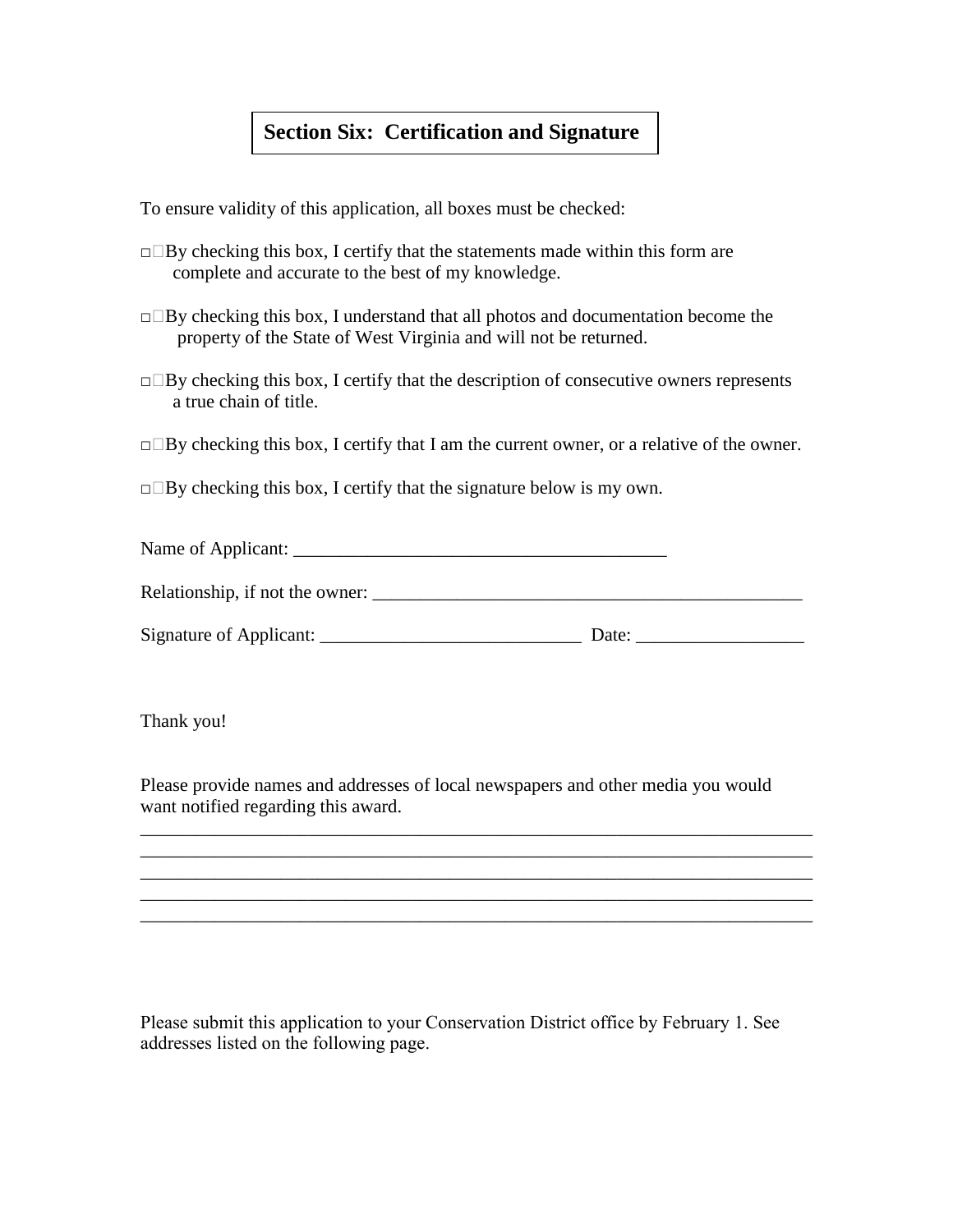## Section Six: Certification and Signature

To ensure validity of this application, all boxes must be checked:

☐ By checking this box, I certify that the statements made within this form are complete and accurate to the best of my knowledge.

☐ By checking this box, I understand that all photos and documentation become the property of the State of West Virginia and will not be returned.

☐ By checking this box, I certify that the description of consecutive owners represents a true chain of title.

☐ By checking this box, I certify that I am the current owner, or a relative of the owner.

☐ By checking this box, I certify that the signature below is my own.

Name of Applicant: ________________________________________

Relationship, if not the owner: ______________________________________________

Signature of Applicant: ____________________________ Date: __________________

Thank you!

Please provide names and addresses of local newspapers and other media you would want notified regarding this award.

__________________________________________________________________________

__________________________________________________________________________

__________________________________________________________________________

__________________________________________________________________________

__________________________________________________________________________

Please submit this application to your Conservation District office by February 1. See addresses listed on the following page.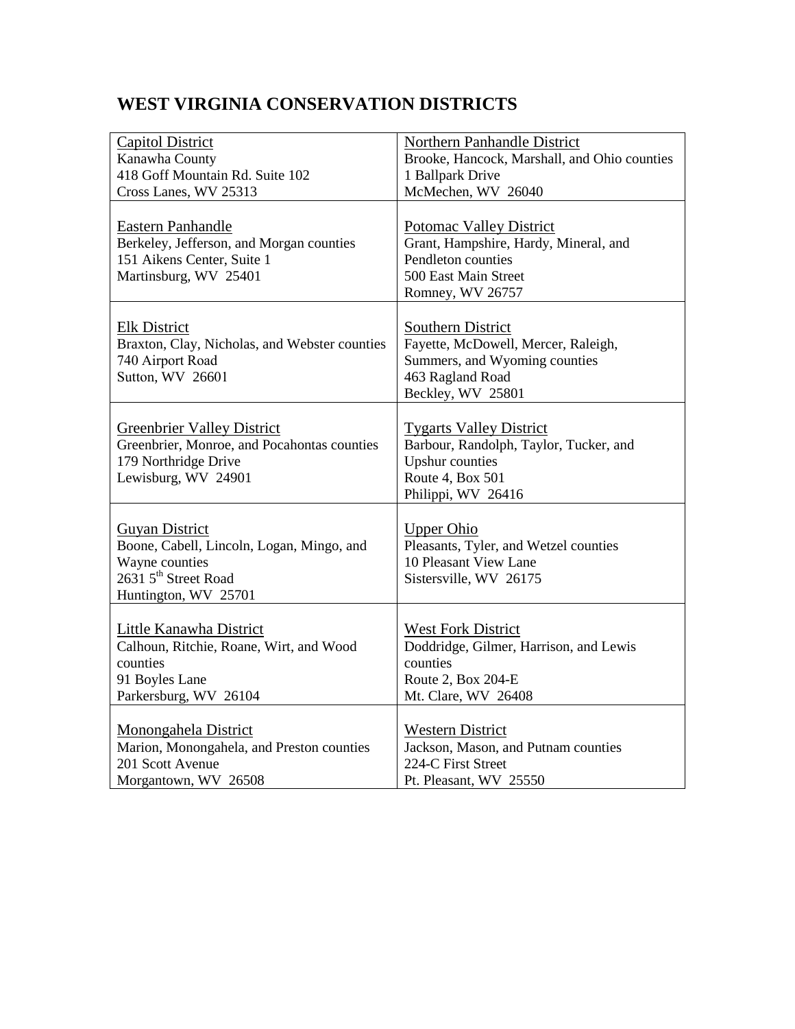# WEST VIRGINIA CONSERVATION DISTRICTS

| | |
|---|---|
| Capitol District<br>Kanawha County<br>418 Goff Mountain Rd. Suite 102<br>Cross Lanes, WV 25313 | Northern Panhandle District<br>Brooke, Hancock, Marshall, and Ohio counties<br>1 Ballpark Drive<br>McMechen, WV 26040 |
| Eastern Panhandle<br>Berkeley, Jefferson, and Morgan counties<br>151 Aikens Center, Suite 1<br>Martinsburg, WV 25401 | Potomac Valley District<br>Grant, Hampshire, Hardy, Mineral, and Pendleton counties<br>500 East Main Street<br>Romney, WV 26757 |
| Elk District<br>Braxton, Clay, Nicholas, and Webster counties<br>740 Airport Road<br>Sutton, WV 26601 | Southern District<br>Fayette, McDowell, Mercer, Raleigh, Summers, and Wyoming counties<br>463 Ragland Road<br>Beckley, WV 25801 |
| Greenbrier Valley District<br>Greenbrier, Monroe, and Pocahontas counties<br>179 Northridge Drive<br>Lewisburg, WV 24901 | Tygarts Valley District<br>Barbour, Randolph, Taylor, Tucker, and Upshur counties<br>Route 4, Box 501<br>Philippi, WV 26416 |
| Guyan District<br>Boone, Cabell, Lincoln, Logan, Mingo, and Wayne counties<br>2631 5th Street Road<br>Huntington, WV 25701 | Upper Ohio<br>Pleasants, Tyler, and Wetzel counties<br>10 Pleasant View Lane<br>Sistersville, WV 26175 |
| Little Kanawha District<br>Calhoun, Ritchie, Roane, Wirt, and Wood counties<br>91 Boyles Lane<br>Parkersburg, WV 26104 | West Fork District<br>Doddridge, Gilmer, Harrison, and Lewis counties<br>Route 2, Box 204-E<br>Mt. Clare, WV 26408 |
| Monongahela District<br>Marion, Monongahela, and Preston counties<br>201 Scott Avenue<br>Morgantown, WV 26508 | Western District<br>Jackson, Mason, and Putnam counties<br>224-C First Street<br>Pt. Pleasant, WV 25550 |